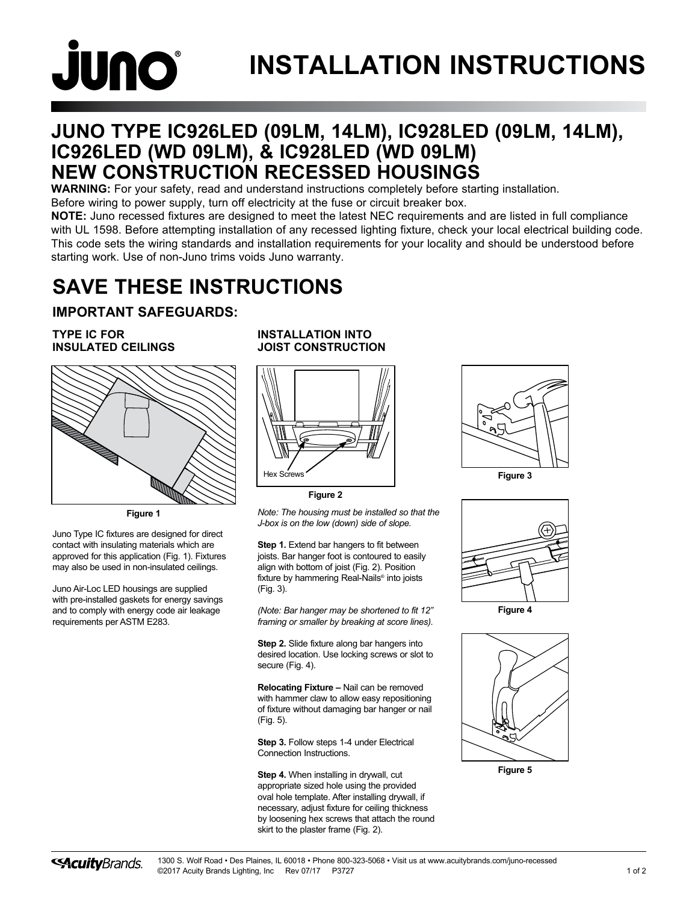# INSTALLATION INSTRUCTIONS

## JUNO TYPE IC926LED (09LM, 14LM), IC928LED (09LM, 14LM), IC926LED (WD 09LM), & IC928LED (WD 09LM) NEW CONSTRUCTION RECESSED HOUSINGS

**WARNING:** For your safety, read and understand instructions completely before starting installation.
Before wiring to power supply, turn off electricity at the fuse or circuit breaker box.

**NOTE:** Juno recessed fixtures are designed to meet the latest NEC requirements and are listed in full compliance with UL 1598. Before attempting installation of any recessed lighting fixture, check your local electrical building code. This code sets the wiring standards and installation requirements for your locality and should be understood before starting work. Use of non-Juno trims voids Juno warranty.

# SAVE THESE INSTRUCTIONS

### IMPORTANT SAFEGUARDS:

#### TYPE IC FOR INSULATED CEILINGS

Figure 1

Juno Type IC fixtures are designed for direct contact with insulating materials which are approved for this application (Fig. 1). Fixtures may also be used in non-insulated ceilings.

Juno Air-Loc LED housings are supplied with pre-installed gaskets for energy savings and to comply with energy code air leakage requirements per ASTM E283.

#### INSTALLATION INTO JOIST CONSTRUCTION

Hex Screws

Figure 2

*Note: The housing must be installed so that the J-box is on the low (down) side of slope.*

**Step 1.** Extend bar hangers to fit between joists. Bar hanger foot is contoured to easily align with bottom of joist (Fig. 2). Position fixture by hammering Real-Nails® into joists (Fig. 3).

*(Note: Bar hanger may be shortened to fit 12" framing or smaller by breaking at score lines).*

**Step 2.** Slide fixture along bar hangers into desired location. Use locking screws or slot to secure (Fig. 4).

**Relocating Fixture –** Nail can be removed with hammer claw to allow easy repositioning of fixture without damaging bar hanger or nail (Fig. 5).

**Step 3.** Follow steps 1-4 under Electrical Connection Instructions.

**Step 4.** When installing in drywall, cut appropriate sized hole using the provided oval hole template. After installing drywall, if necessary, adjust fixture for ceiling thickness by loosening hex screws that attach the round skirt to the plaster frame (Fig. 2).

Figure 3

Figure 4

Figure 5

1300 S. Wolf Road • Des Plaines, IL 60018 • Phone 800-323-5068 • Visit us at www.acuitybrands.com/juno-recessed
©2017 Acuity Brands Lighting, Inc Rev 07/17 P3727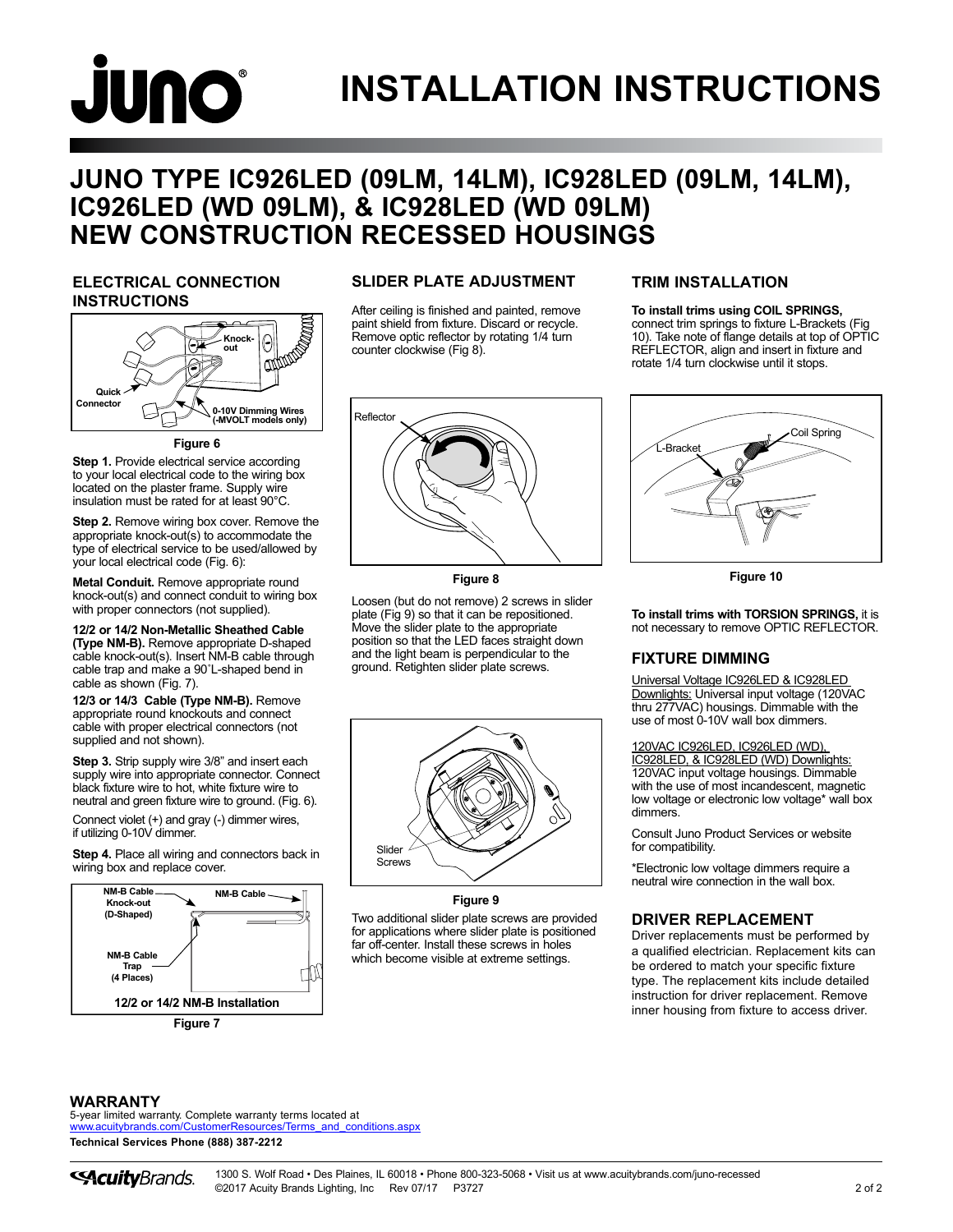# INSTALLATION INSTRUCTIONS

## JUNO TYPE IC926LED (09LM, 14LM), IC928LED (09LM, 14LM), IC926LED (WD 09LM), & IC928LED (WD 09LM) NEW CONSTRUCTION RECESSED HOUSINGS

### ELECTRICAL CONNECTION INSTRUCTIONS

Figure 6

**Step 1.** Provide electrical service according to your local electrical code to the wiring box located on the plaster frame. Supply wire insulation must be rated for at least 90°C.

**Step 2.** Remove wiring box cover. Remove the appropriate knock-out(s) to accommodate the type of electrical service to be used/allowed by your local electrical code (Fig. 6):

**Metal Conduit.** Remove appropriate round knock-out(s) and connect conduit to wiring box with proper connectors (not supplied).

**12/2 or 14/2 Non-Metallic Sheathed Cable (Type NM-B).** Remove appropriate D-shaped cable knock-out(s). Insert NM-B cable through cable trap and make a 90˚L-shaped bend in cable as shown (Fig. 7).

**12/3 or 14/3 Cable (Type NM-B).** Remove appropriate round knockouts and connect cable with proper electrical connectors (not supplied and not shown).

**Step 3.** Strip supply wire 3/8" and insert each supply wire into appropriate connector. Connect black fixture wire to hot, white fixture wire to neutral and green fixture wire to ground. (Fig. 6).

Connect violet (+) and gray (-) dimmer wires, if utilizing 0-10V dimmer.

**Step 4.** Place all wiring and connectors back in wiring box and replace cover.

12/2 or 14/2 NM-B Installation

Figure 7

### SLIDER PLATE ADJUSTMENT

After ceiling is finished and painted, remove paint shield from fixture. Discard or recycle. Remove optic reflector by rotating 1/4 turn counter clockwise (Fig 8).

Figure 8

Loosen (but do not remove) 2 screws in slider plate (Fig 9) so that it can be repositioned. Move the slider plate to the appropriate position so that the LED faces straight down and the light beam is perpendicular to the ground. Retighten slider plate screws.

Figure 9

Two additional slider plate screws are provided for applications where slider plate is positioned far off-center. Install these screws in holes which become visible at extreme settings.

### TRIM INSTALLATION

**To install trims using COIL SPRINGS,** connect trim springs to fixture L-Brackets (Fig 10). Take note of flange details at top of OPTIC REFLECTOR, align and insert in fixture and rotate 1/4 turn clockwise until it stops.

Figure 10

**To install trims with TORSION SPRINGS,** it is not necessary to remove OPTIC REFLECTOR.

### FIXTURE DIMMING

Universal Voltage IC926LED & IC928LED Downlights: Universal input voltage (120VAC thru 277VAC) housings. Dimmable with the use of most 0-10V wall box dimmers.

120VAC IC926LED, IC926LED (WD), IC928LED, & IC928LED (WD) Downlights: 120VAC input voltage housings. Dimmable with the use of most incandescent, magnetic low voltage or electronic low voltage* wall box dimmers.

Consult Juno Product Services or website for compatibility.

*Electronic low voltage dimmers require a neutral wire connection in the wall box.

### DRIVER REPLACEMENT

Driver replacements must be performed by a qualified electrician. Replacement kits can be ordered to match your specific fixture type. The replacement kits include detailed instruction for driver replacement. Remove inner housing from fixture to access driver.

### WARRANTY

5-year limited warranty. Complete warranty terms located at www.acuitybrands.com/CustomerResources/Terms_and_conditions.aspx

**Technical Services Phone (888) 387-2212**

1300 S. Wolf Road • Des Plaines, IL 60018 • Phone 800-323-5068 • Visit us at www.acuitybrands.com/juno-recessed
©2017 Acuity Brands Lighting, Inc Rev 07/17 P3727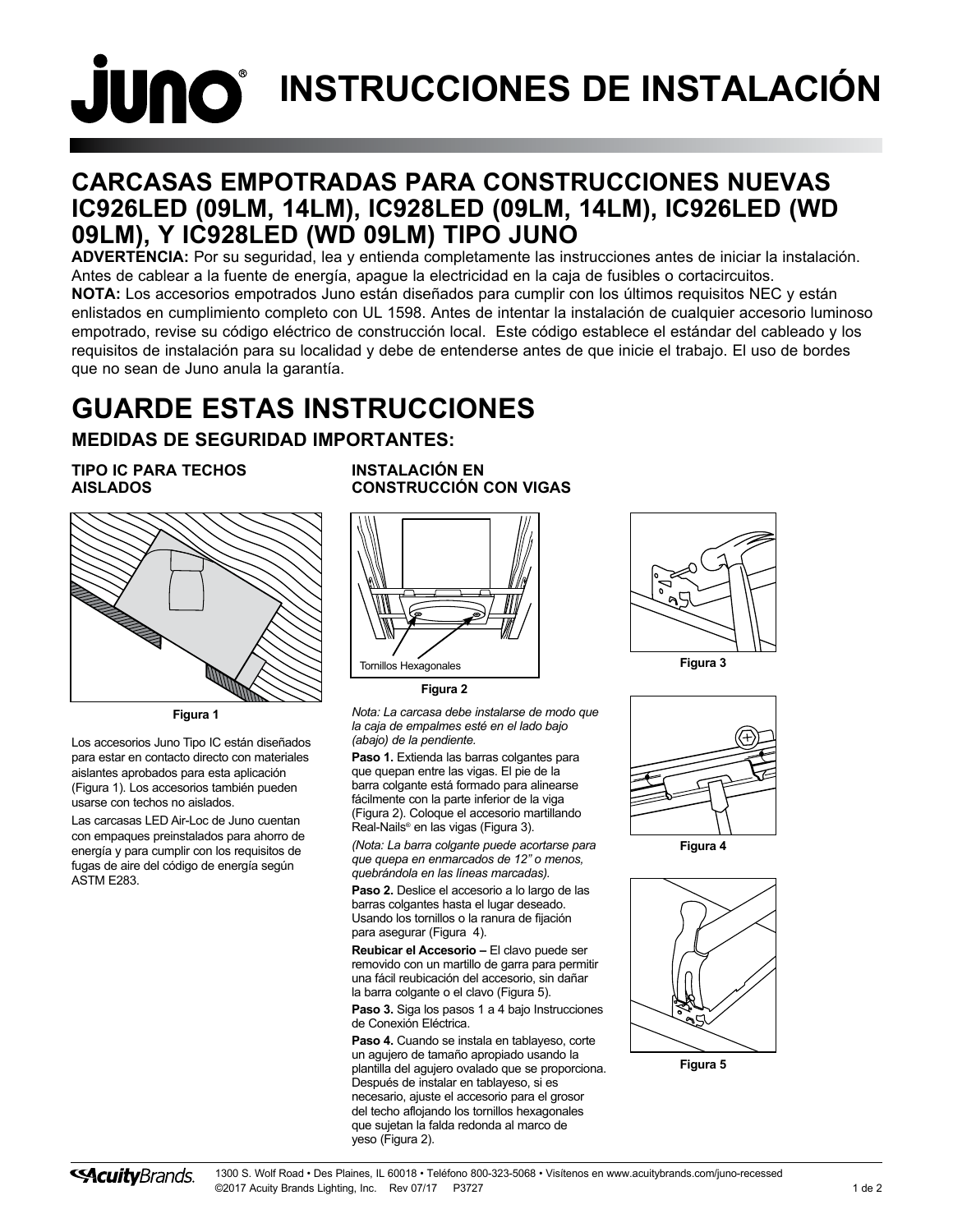# INSTRUCCIONES DE INSTALACIÓN

## CARCASAS EMPOTRADAS PARA CONSTRUCCIONES NUEVAS IC926LED (09LM, 14LM), IC928LED (09LM, 14LM), IC926LED (WD 09LM), Y IC928LED (WD 09LM) TIPO JUNO

**ADVERTENCIA:** Por su seguridad, lea y entienda completamente las instrucciones antes de iniciar la instalación. Antes de cablear a la fuente de energía, apague la electricidad en la caja de fusibles o cortacircuitos.

**NOTA:** Los accesorios empotrados Juno están diseñados para cumplir con los últimos requisitos NEC y están enlistados en cumplimiento completo con UL 1598. Antes de intentar la instalación de cualquier accesorio luminoso empotrado, revise su código eléctrico de construcción local. Este código establece el estándar del cableado y los requisitos de instalación para su localidad y debe de entenderse antes de que inicie el trabajo. El uso de bordes que no sean de Juno anula la garantía.

# GUARDE ESTAS INSTRUCCIONES

### MEDIDAS DE SEGURIDAD IMPORTANTES:

#### TIPO IC PARA TECHOS AISLADOS

Figura 1

Los accesorios Juno Tipo IC están diseñados para estar en contacto directo con materiales aislantes aprobados para esta aplicación (Figura 1). Los accesorios también pueden usarse con techos no aislados.

Las carcasas LED Air-Loc de Juno cuentan con empaques preinstalados para ahorro de energía y para cumplir con los requisitos de fugas de aire del código de energía según ASTM E283.

#### INSTALACIÓN EN CONSTRUCCIÓN CON VIGAS

Tornillos Hexagonales

Figura 2

*Nota: La carcasa debe instalarse de modo que la caja de empalmes esté en el lado bajo (abajo) de la pendiente.*

**Paso 1.** Extienda las barras colgantes para que quepan entre las vigas. El pie de la barra colgante está formado para alinearse fácilmente con la parte inferior de la viga (Figura 2). Coloque el accesorio martillando Real-Nails® en las vigas (Figura 3).

*(Nota: La barra colgante puede acortarse para que quepa en enmarcados de 12" o menos, quebrándola en las líneas marcadas).*

**Paso 2.** Deslice el accesorio a lo largo de las barras colgantes hasta el lugar deseado. Usando los tornillos o la ranura de fijación para asegurar (Figura 4).

**Reubicar el Accesorio –** El clavo puede ser removido con un martillo de garra para permitir una fácil reubicación del accesorio, sin dañar la barra colgante o el clavo (Figura 5).

**Paso 3.** Siga los pasos 1 a 4 bajo Instrucciones de Conexión Eléctrica.

**Paso 4.** Cuando se instala en tablayeso, corte un agujero de tamaño apropiado usando la plantilla del agujero ovalado que se proporciona. Después de instalar en tablayeso, si es necesario, ajuste el accesorio para el grosor del techo aflojando los tornillos hexagonales que sujetan la falda redonda al marco de yeso (Figura 2).

Figura 3

Figura 4

Figura 5

1300 S. Wolf Road • Des Plaines, IL 60018 • Teléfono 800-323-5068 • Visítenos en www.acuitybrands.com/juno-recessed
©2017 Acuity Brands Lighting, Inc. Rev 07/17 P3727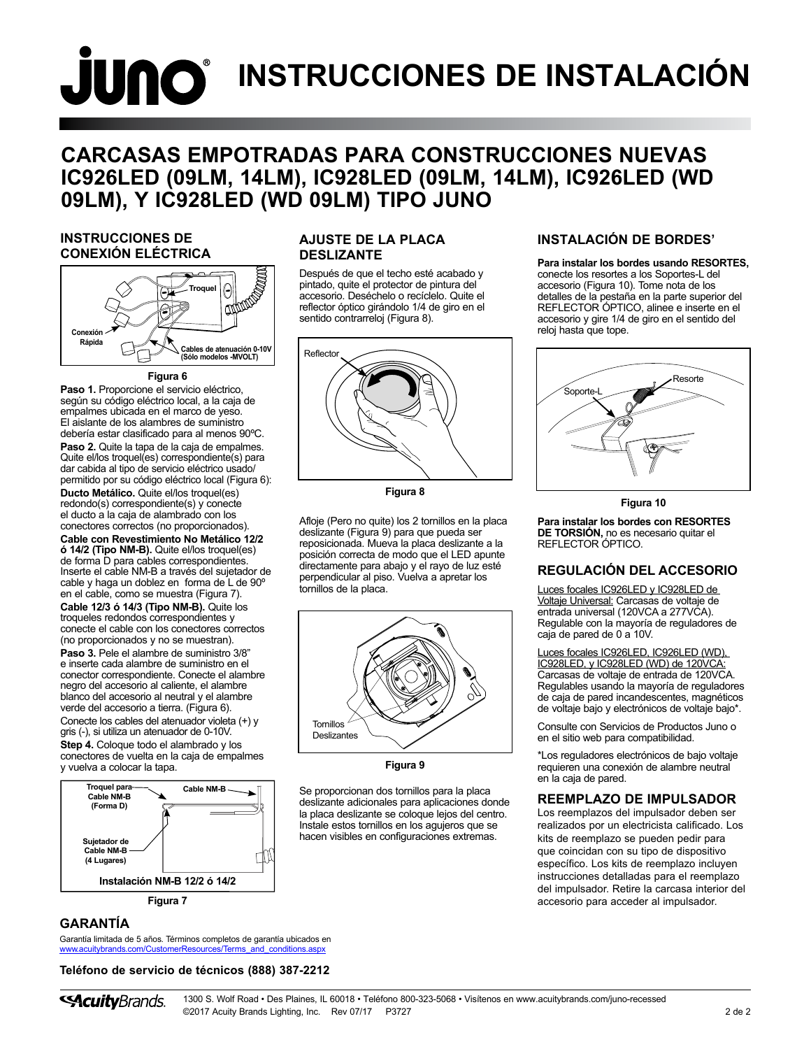# INSTRUCCIONES DE INSTALACIÓN

## CARCASAS EMPOTRADAS PARA CONSTRUCCIONES NUEVAS IC926LED (09LM, 14LM), IC928LED (09LM, 14LM), IC926LED (WD 09LM), Y IC928LED (WD 09LM) TIPO JUNO

### INSTRUCCIONES DE CONEXIÓN ELÉCTRICA

Troquel

Conexión Rápida

Cables de atenuación 0-10V (Sólo modelos -MVOLT)

**Figura 6**

**Paso 1.** Proporcione el servicio eléctrico, según su código eléctrico local, a la caja de empalmes ubicada en el marco de yeso. El aislante de los alambres de suministro debería estar clasificado para al menos 90ºC.

**Paso 2.** Quite la tapa de la caja de empalmes. Quite el/los troquel(es) correspondiente(s) para dar cabida al tipo de servicio eléctrico usado/ permitido por su código eléctrico local (Figura 6):

**Ducto Metálico.** Quite el/los troquel(es) redondo(s) correspondiente(s) y conecte el ducto a la caja de alambrado con los conectores correctos (no proporcionados).

**Cable con Revestimiento No Metálico 12/2 ó 14/2 (Tipo NM-B).** Quite el/los troquel(es) de forma D para cables correspondientes. Inserte el cable NM-B a través del sujetador de cable y haga un doblez en forma de L de 90º en el cable, como se muestra (Figura 7).

**Cable 12/3 ó 14/3 (Tipo NM-B).** Quite los troqueles redondos correspondientes y conecte el cable con los conectores correctos (no proporcionados y no se muestran).

**Paso 3.** Pele el alambre de suministro 3/8" e inserte cada alambre de suministro en el conector correspondiente. Conecte el alambre negro del accesorio al caliente, el alambre blanco del accesorio al neutral y el alambre verde del accesorio a tierra. (Figura 6).

Conecte los cables del atenuador violeta (+) y gris (-), si utiliza un atenuador de 0-10V.

**Step 4.** Coloque todo el alambrado y los conectores de vuelta en la caja de empalmes y vuelva a colocar la tapa.

Troquel para Cable NM-B (Forma D)

Cable NM-B

Sujetador de Cable NM-B (4 Lugares)

Instalación NM-B 12/2 ó 14/2

**Figura 7**

### AJUSTE DE LA PLACA DESLIZANTE

Después de que el techo esté acabado y pintado, quite el protector de pintura del accesorio. Deséchelo o recíclelo. Quite el reflector óptico girándolo 1/4 de giro en el sentido contrarreloj (Figura 8).

Reflector

**Figura 8**

Afloje (Pero no quite) los 2 tornillos en la placa deslizante (Figura 9) para que pueda ser reposicionada. Mueva la placa deslizante a la posición correcta de modo que el LED apunte directamente para abajo y el rayo de luz esté perpendicular al piso. Vuelva a apretar los tornillos de la placa.

Tornillos Deslizantes

**Figura 9**

Se proporcionan dos tornillos para la placa deslizante adicionales para aplicaciones donde la placa deslizante se coloque lejos del centro. Instale estos tornillos en los agujeros que se hacen visibles en configuraciones extremas.

### INSTALACIÓN DE BORDES'

**Para instalar los bordes usando RESORTES,** conecte los resortes a los Soportes-L del accesorio (Figura 10). Tome nota de los detalles de la pestaña en la parte superior del REFLECTOR ÓPTICO, alinee e inserte en el accesorio y gire 1/4 de giro en el sentido del reloj hasta que tope.

Soporte-L

Resorte

**Figura 10**

**Para instalar los bordes con RESORTES DE TORSIÓN,** no es necesario quitar el REFLECTOR ÓPTICO.

### REGULACIÓN DEL ACCESORIO

Luces focales IC926LED y IC928LED de Voltaje Universal: Carcasas de voltaje de entrada universal (120VCA a 277VCA). Regulable con la mayoría de reguladores de caja de pared de 0 a 10V.

Luces focales IC926LED, IC926LED (WD), IC928LED, y IC928LED (WD) de 120VCA: Carcasas de voltaje de entrada de 120VCA. Regulables usando la mayoría de reguladores de caja de pared incandescentes, magnéticos de voltaje bajo y electrónicos de voltaje bajo*.

Consulte con Servicios de Productos Juno o en el sitio web para compatibilidad.

*Los reguladores electrónicos de bajo voltaje requieren una conexión de alambre neutral en la caja de pared.

### REEMPLAZO DE IMPULSADOR

Los reemplazos del impulsador deben ser realizados por un electricista calificado. Los kits de reemplazo se pueden pedir para que coincidan con su tipo de dispositivo específico. Los kits de reemplazo incluyen instrucciones detalladas para el reemplazo del impulsador. Retire la carcasa interior del accesorio para acceder al impulsador.

### GARANTÍA

Garantía limitada de 5 años. Términos completos de garantía ubicados en www.acuitybrands.com/CustomerResources/Terms_and_conditions.aspx

**Teléfono de servicio de técnicos (888) 387-2212**

AcuityBrands. 1300 S. Wolf Road • Des Plaines, IL 60018 • Teléfono 800-323-5068 • Visítenos en www.acuitybrands.com/juno-recessed
©2017 Acuity Brands Lighting, Inc. Rev 07/17 P3727